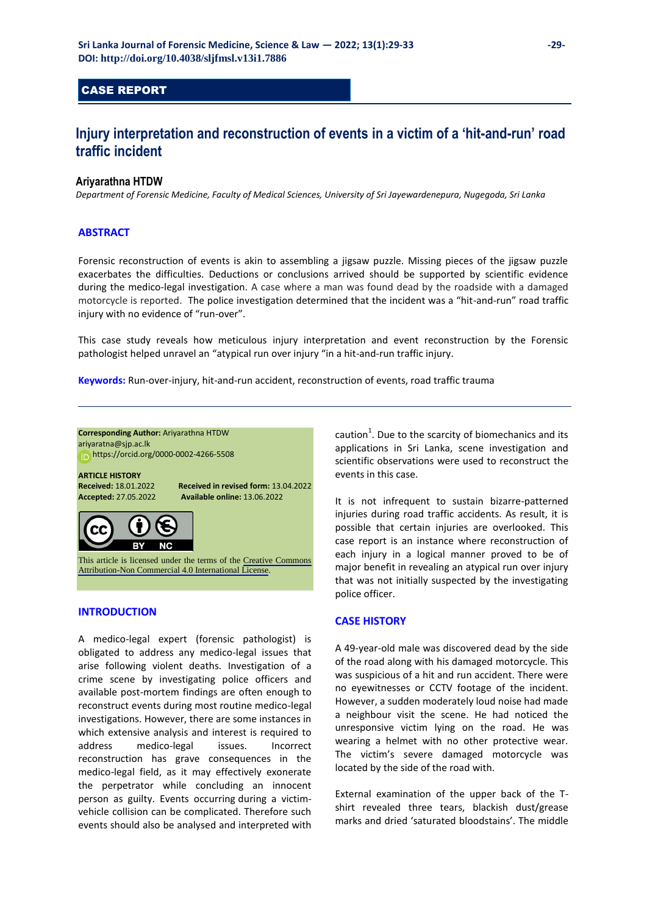**CASE REPORT**

# Injury interpretation and reconstruction of events in a victim of a 'hit-and-run' road traffic incident

**Ariyarathna HTDW**

*Department of Forensic Medicine, Faculty of Medical Sciences, University of Sri Jayewardenepura, Nugegoda, Sri Lanka*

## ABSTRACT

Forensic reconstruction of events is akin to assembling a jigsaw puzzle. Missing pieces of the jigsaw puzzle exacerbates the difficulties. Deductions or conclusions arrived should be supported by scientific evidence during the medico-legal investigation. A case where a man was found dead by the roadside with a damaged motorcycle is reported. The police investigation determined that the incident was a "hit-and-run" road traffic injury with no evidence of "run-over".

This case study reveals how meticulous injury interpretation and event reconstruction by the Forensic pathologist helped unravel an "atypical run over injury "in a hit-and-run traffic injury.

**Keywords:** Run-over-injury, hit-and-run accident, reconstruction of events, road traffic trauma

**Corresponding Author:** Ariyarathna HTDW
ariyaratna@sjp.ac.lk
https://orcid.org/0000-0002-4266-5508

**ARTICLE HISTORY**
**Received:** 18.01.2022 **Received in revised form:** 13.04.2022
**Accepted:** 27.05.2022 **Available online:** 13.06.2022

This article is licensed under the terms of the Creative Commons Attribution-Non Commercial 4.0 International License.

## INTRODUCTION

A medico-legal expert (forensic pathologist) is obligated to address any medico-legal issues that arise following violent deaths. Investigation of a crime scene by investigating police officers and available post-mortem findings are often enough to reconstruct events during most routine medico-legal investigations. However, there are some instances in which extensive analysis and interest is required to address medico-legal issues. Incorrect reconstruction has grave consequences in the medico-legal field, as it may effectively exonerate the perpetrator while concluding an innocent person as guilty. Events occurring during a victim-vehicle collision can be complicated. Therefore such events should also be analysed and interpreted with caution[1]. Due to the scarcity of biomechanics and its applications in Sri Lanka, scene investigation and scientific observations were used to reconstruct the events in this case.

It is not infrequent to sustain bizarre-patterned injuries during road traffic accidents. As result, it is possible that certain injuries are overlooked. This case report is an instance where reconstruction of each injury in a logical manner proved to be of major benefit in revealing an atypical run over injury that was not initially suspected by the investigating police officer.

## CASE HISTORY

A 49-year-old male was discovered dead by the side of the road along with his damaged motorcycle. This was suspicious of a hit and run accident. There were no eyewitnesses or CCTV footage of the incident. However, a sudden moderately loud noise had made a neighbour visit the scene. He had noticed the unresponsive victim lying on the road. He was wearing a helmet with no other protective wear. The victim's severe damaged motorcycle was located by the side of the road with.

External examination of the upper back of the T-shirt revealed three tears, blackish dust/grease marks and dried 'saturated bloodstains'. The middle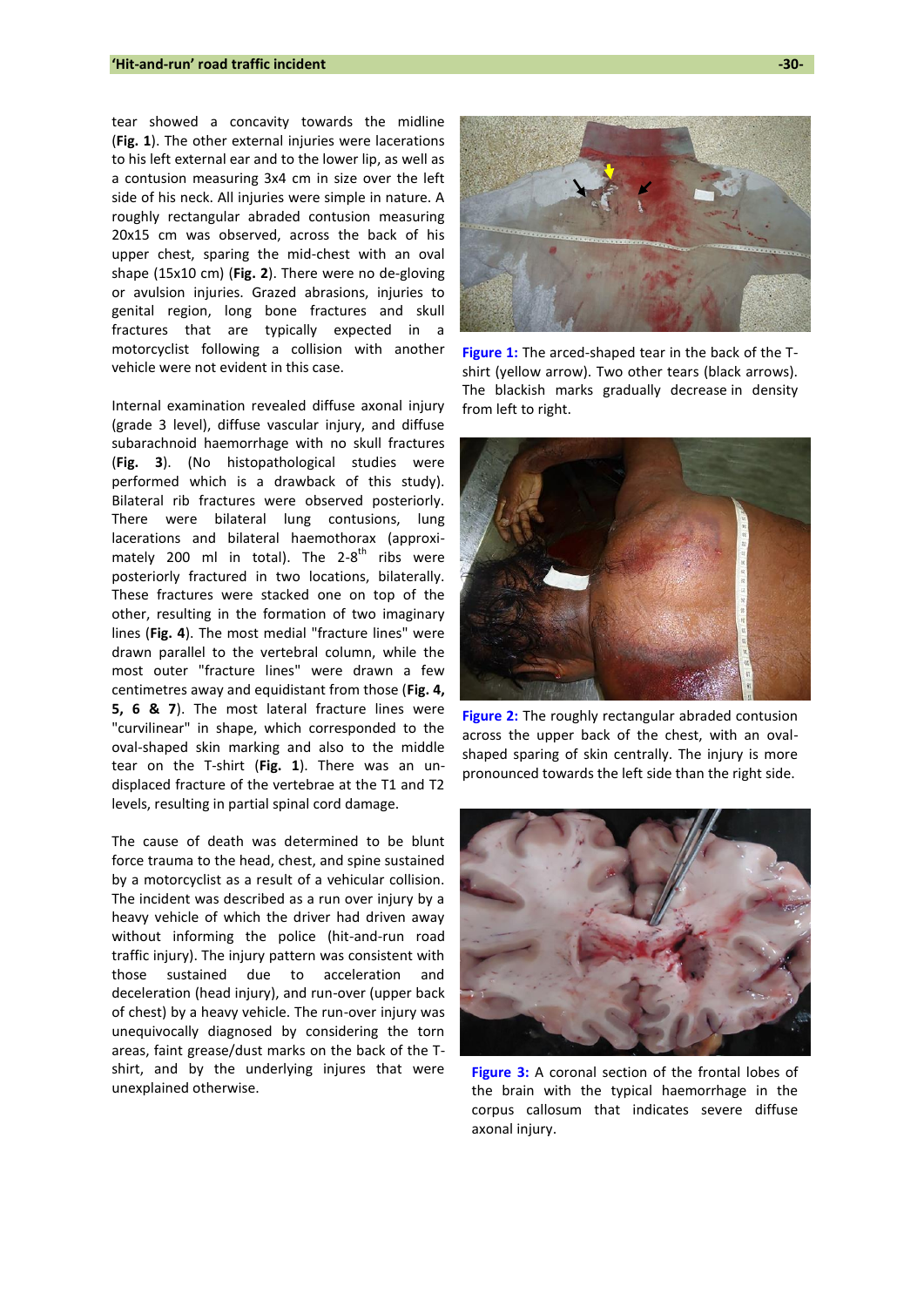tear showed a concavity towards the midline (**Fig. 1**). The other external injuries were lacerations to his left external ear and to the lower lip, as well as a contusion measuring 3x4 cm in size over the left side of his neck. All injuries were simple in nature. A roughly rectangular abraded contusion measuring 20x15 cm was observed, across the back of his upper chest, sparing the mid-chest with an oval shape (15x10 cm) (**Fig. 2**). There were no de-gloving or avulsion injuries. Grazed abrasions, injuries to genital region, long bone fractures and skull fractures that are typically expected in a motorcyclist following a collision with another vehicle were not evident in this case.

Internal examination revealed diffuse axonal injury (grade 3 level), diffuse vascular injury, and diffuse subarachnoid haemorrhage with no skull fractures (**Fig. 3**). (No histopathological studies were performed which is a drawback of this study). Bilateral rib fractures were observed posteriorly. There were bilateral lung contusions, lung lacerations and bilateral haemothorax (approximately 200 ml in total). The 2-8$^{th}$ ribs were posteriorly fractured in two locations, bilaterally. These fractures were stacked one on top of the other, resulting in the formation of two imaginary lines (**Fig. 4**). The most medial "fracture lines" were drawn parallel to the vertebral column, while the most outer "fracture lines" were drawn a few centimetres away and equidistant from those (**Fig. 4, 5, 6 & 7**). The most lateral fracture lines were "curvilinear" in shape, which corresponded to the oval-shaped skin marking and also to the middle tear on the T-shirt (**Fig. 1**). There was an un-displaced fracture of the vertebrae at the T1 and T2 levels, resulting in partial spinal cord damage.

The cause of death was determined to be blunt force trauma to the head, chest, and spine sustained by a motorcyclist as a result of a vehicular collision. The incident was described as a run over injury by a heavy vehicle of which the driver had driven away without informing the police (hit-and-run road traffic injury). The injury pattern was consistent with those sustained due to acceleration and deceleration (head injury), and run-over (upper back of chest) by a heavy vehicle. The run-over injury was unequivocally diagnosed by considering the torn areas, faint grease/dust marks on the back of the T-shirt, and by the underlying injures that were unexplained otherwise.

**Figure 1:** The arced-shaped tear in the back of the T-shirt (yellow arrow). Two other tears (black arrows). The blackish marks gradually decrease in density from left to right.

**Figure 2:** The roughly rectangular abraded contusion across the upper back of the chest, with an oval-shaped sparing of skin centrally. The injury is more pronounced towards the left side than the right side.

**Figure 3:** A coronal section of the frontal lobes of the brain with the typical haemorrhage in the corpus callosum that indicates severe diffuse axonal injury.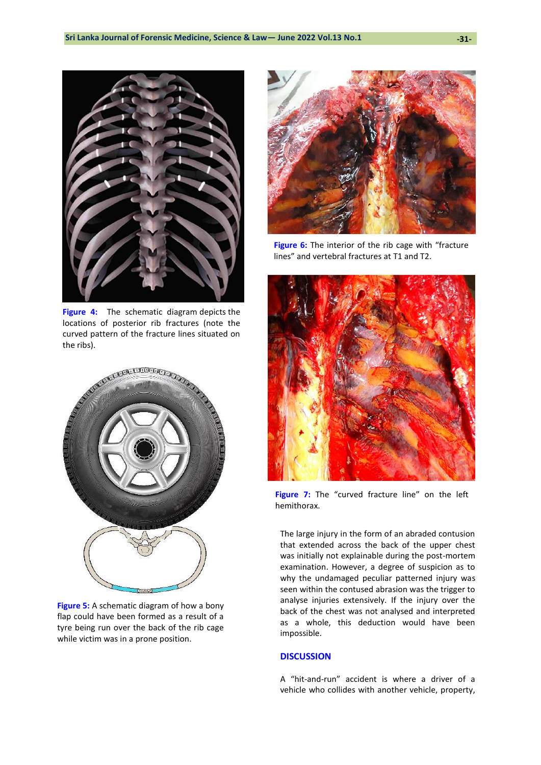Figure 4: The schematic diagram depicts the locations of posterior rib fractures (note the curved pattern of the fracture lines situated on the ribs).

Figure 5: A schematic diagram of how a bony flap could have been formed as a result of a tyre being run over the back of the rib cage while victim was in a prone position.

Figure 6: The interior of the rib cage with "fracture lines" and vertebral fractures at T1 and T2.

Figure 7: The "curved fracture line" on the left hemithorax.

The large injury in the form of an abraded contusion that extended across the back of the upper chest was initially not explainable during the post-mortem examination. However, a degree of suspicion as to why the undamaged peculiar patterned injury was seen within the contused abrasion was the trigger to analyse injuries extensively. If the injury over the back of the chest was not analysed and interpreted as a whole, this deduction would have been impossible.

## DISCUSSION

A "hit-and-run" accident is where a driver of a vehicle who collides with another vehicle, property,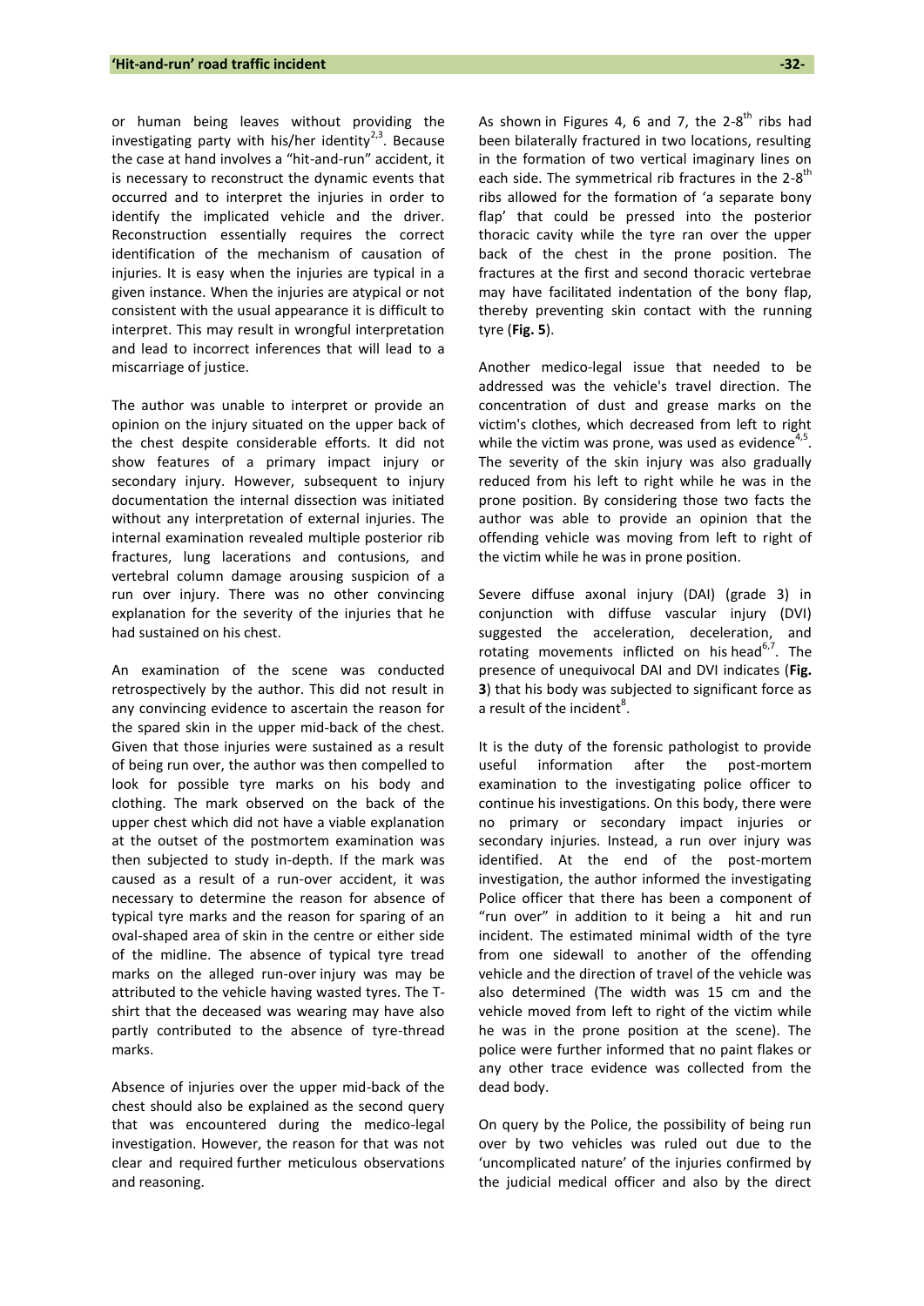or human being leaves without providing the investigating party with his/her identity[2,3]. Because the case at hand involves a "hit-and-run" accident, it is necessary to reconstruct the dynamic events that occurred and to interpret the injuries in order to identify the implicated vehicle and the driver. Reconstruction essentially requires the correct identification of the mechanism of causation of injuries. It is easy when the injuries are typical in a given instance. When the injuries are atypical or not consistent with the usual appearance it is difficult to interpret. This may result in wrongful interpretation and lead to incorrect inferences that will lead to a miscarriage of justice.

The author was unable to interpret or provide an opinion on the injury situated on the upper back of the chest despite considerable efforts. It did not show features of a primary impact injury or secondary injury. However, subsequent to injury documentation the internal dissection was initiated without any interpretation of external injuries. The internal examination revealed multiple posterior rib fractures, lung lacerations and contusions, and vertebral column damage arousing suspicion of a run over injury. There was no other convincing explanation for the severity of the injuries that he had sustained on his chest.

An examination of the scene was conducted retrospectively by the author. This did not result in any convincing evidence to ascertain the reason for the spared skin in the upper mid-back of the chest. Given that those injuries were sustained as a result of being run over, the author was then compelled to look for possible tyre marks on his body and clothing. The mark observed on the back of the upper chest which did not have a viable explanation at the outset of the postmortem examination was then subjected to study in-depth. If the mark was caused as a result of a run-over accident, it was necessary to determine the reason for absence of typical tyre marks and the reason for sparing of an oval-shaped area of skin in the centre or either side of the midline. The absence of typical tyre tread marks on the alleged run-over injury was may be attributed to the vehicle having wasted tyres. The T-shirt that the deceased was wearing may have also partly contributed to the absence of tyre-thread marks.

Absence of injuries over the upper mid-back of the chest should also be explained as the second query that was encountered during the medico-legal investigation. However, the reason for that was not clear and required further meticulous observations and reasoning.

As shown in Figures 4, 6 and 7, the 2-8[th] ribs had been bilaterally fractured in two locations, resulting in the formation of two vertical imaginary lines on each side. The symmetrical rib fractures in the 2-8[th] ribs allowed for the formation of 'a separate bony flap' that could be pressed into the posterior thoracic cavity while the tyre ran over the upper back of the chest in the prone position. The fractures at the first and second thoracic vertebrae may have facilitated indentation of the bony flap, thereby preventing skin contact with the running tyre (**Fig. 5**).

Another medico-legal issue that needed to be addressed was the vehicle's travel direction. The concentration of dust and grease marks on the victim's clothes, which decreased from left to right while the victim was prone, was used as evidence[4,5]. The severity of the skin injury was also gradually reduced from his left to right while he was in the prone position. By considering those two facts the author was able to provide an opinion that the offending vehicle was moving from left to right of the victim while he was in prone position.

Severe diffuse axonal injury (DAI) (grade 3) in conjunction with diffuse vascular injury (DVI) suggested the acceleration, deceleration, and rotating movements inflicted on his head[6,7]. The presence of unequivocal DAI and DVI indicates (**Fig. 3**) that his body was subjected to significant force as a result of the incident[8].

It is the duty of the forensic pathologist to provide useful information after the post-mortem examination to the investigating police officer to continue his investigations. On this body, there were no primary or secondary impact injuries or secondary injuries. Instead, a run over injury was identified. At the end of the post-mortem investigation, the author informed the investigating Police officer that there has been a component of "run over" in addition to it being a hit and run incident. The estimated minimal width of the tyre from one sidewall to another of the offending vehicle and the direction of travel of the vehicle was also determined (The width was 15 cm and the vehicle moved from left to right of the victim while he was in the prone position at the scene). The police were further informed that no paint flakes or any other trace evidence was collected from the dead body.

On query by the Police, the possibility of being run over by two vehicles was ruled out due to the 'uncomplicated nature' of the injuries confirmed by the judicial medical officer and also by the direct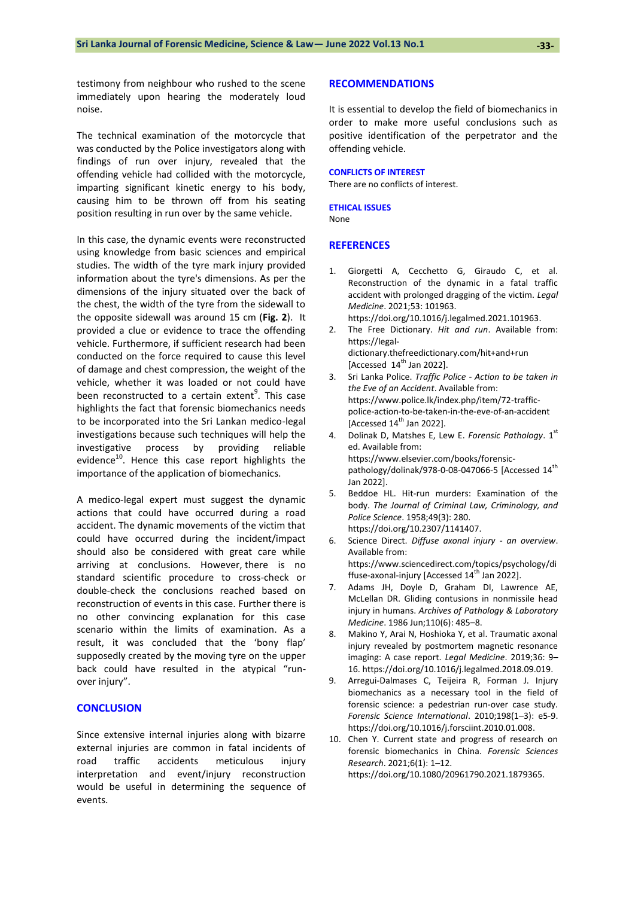testimony from neighbour who rushed to the scene immediately upon hearing the moderately loud noise.

The technical examination of the motorcycle that was conducted by the Police investigators along with findings of run over injury, revealed that the offending vehicle had collided with the motorcycle, imparting significant kinetic energy to his body, causing him to be thrown off from his seating position resulting in run over by the same vehicle.

In this case, the dynamic events were reconstructed using knowledge from basic sciences and empirical studies. The width of the tyre mark injury provided information about the tyre's dimensions. As per the dimensions of the injury situated over the back of the chest, the width of the tyre from the sidewall to the opposite sidewall was around 15 cm (**Fig. 2**). It provided a clue or evidence to trace the offending vehicle. Furthermore, if sufficient research had been conducted on the force required to cause this level of damage and chest compression, the weight of the vehicle, whether it was loaded or not could have been reconstructed to a certain extent[9]. This case highlights the fact that forensic biomechanics needs to be incorporated into the Sri Lankan medico-legal investigations because such techniques will help the investigative process by providing reliable evidence[10]. Hence this case report highlights the importance of the application of biomechanics.

A medico-legal expert must suggest the dynamic actions that could have occurred during a road accident. The dynamic movements of the victim that could have occurred during the incident/impact should also be considered with great care while arriving at conclusions. However, there is no standard scientific procedure to cross-check or double-check the conclusions reached based on reconstruction of events in this case. Further there is no other convincing explanation for this case scenario within the limits of examination. As a result, it was concluded that the 'bony flap' supposedly created by the moving tyre on the upper back could have resulted in the atypical "run-over injury".

## CONCLUSION

Since extensive internal injuries along with bizarre external injuries are common in fatal incidents of road traffic accidents meticulous injury interpretation and event/injury reconstruction would be useful in determining the sequence of events.

## RECOMMENDATIONS

It is essential to develop the field of biomechanics in order to make more useful conclusions such as positive identification of the perpetrator and the offending vehicle.

### CONFLICTS OF INTEREST

There are no conflicts of interest.

### ETHICAL ISSUES

None

## REFERENCES

1. Giorgetti A, Cecchetto G, Giraudo C, et al. Reconstruction of the dynamic in a fatal traffic accident with prolonged dragging of the victim. *Legal Medicine*. 2021;53: 101963. https://doi.org/10.1016/j.legalmed.2021.101963.
2. The Free Dictionary. *Hit and run*. Available from: https://legal-dictionary.thefreedictionary.com/hit+and+run [Accessed 14th Jan 2022].
3. Sri Lanka Police. *Traffic Police - Action to be taken in the Eve of an Accident*. Available from: https://www.police.lk/index.php/item/72-traffic-police-action-to-be-taken-in-the-eve-of-an-accident [Accessed 14th Jan 2022].
4. Dolinak D, Matshes E, Lew E. *Forensic Pathology*. 1st ed. Available from: https://www.elsevier.com/books/forensic-pathology/dolinak/978-0-08-047066-5 [Accessed 14th Jan 2022].
5. Beddoe HL. Hit-run murders: Examination of the body. *The Journal of Criminal Law, Criminology, and Police Science*. 1958;49(3): 280. https://doi.org/10.2307/1141407.
6. Science Direct. *Diffuse axonal injury - an overview*. Available from: https://www.sciencedirect.com/topics/psychology/diffuse-axonal-injury [Accessed 14th Jan 2022].
7. Adams JH, Doyle D, Graham DI, Lawrence AE, McLellan DR. Gliding contusions in nonmissile head injury in humans. *Archives of Pathology & Laboratory Medicine*. 1986 Jun;110(6): 485–8.
8. Makino Y, Arai N, Hoshioka Y, et al. Traumatic axonal injury revealed by postmortem magnetic resonance imaging: A case report. *Legal Medicine*. 2019;36: 9–16. https://doi.org/10.1016/j.legalmed.2018.09.019.
9. Arregui-Dalmases C, Teijeira R, Forman J. Injury biomechanics as a necessary tool in the field of forensic science: a pedestrian run-over case study. *Forensic Science International*. 2010;198(1–3): e5-9. https://doi.org/10.1016/j.forsciint.2010.01.008.
10. Chen Y. Current state and progress of research on forensic biomechanics in China. *Forensic Sciences Research*. 2021;6(1): 1–12. https://doi.org/10.1080/20961790.2021.1879365.